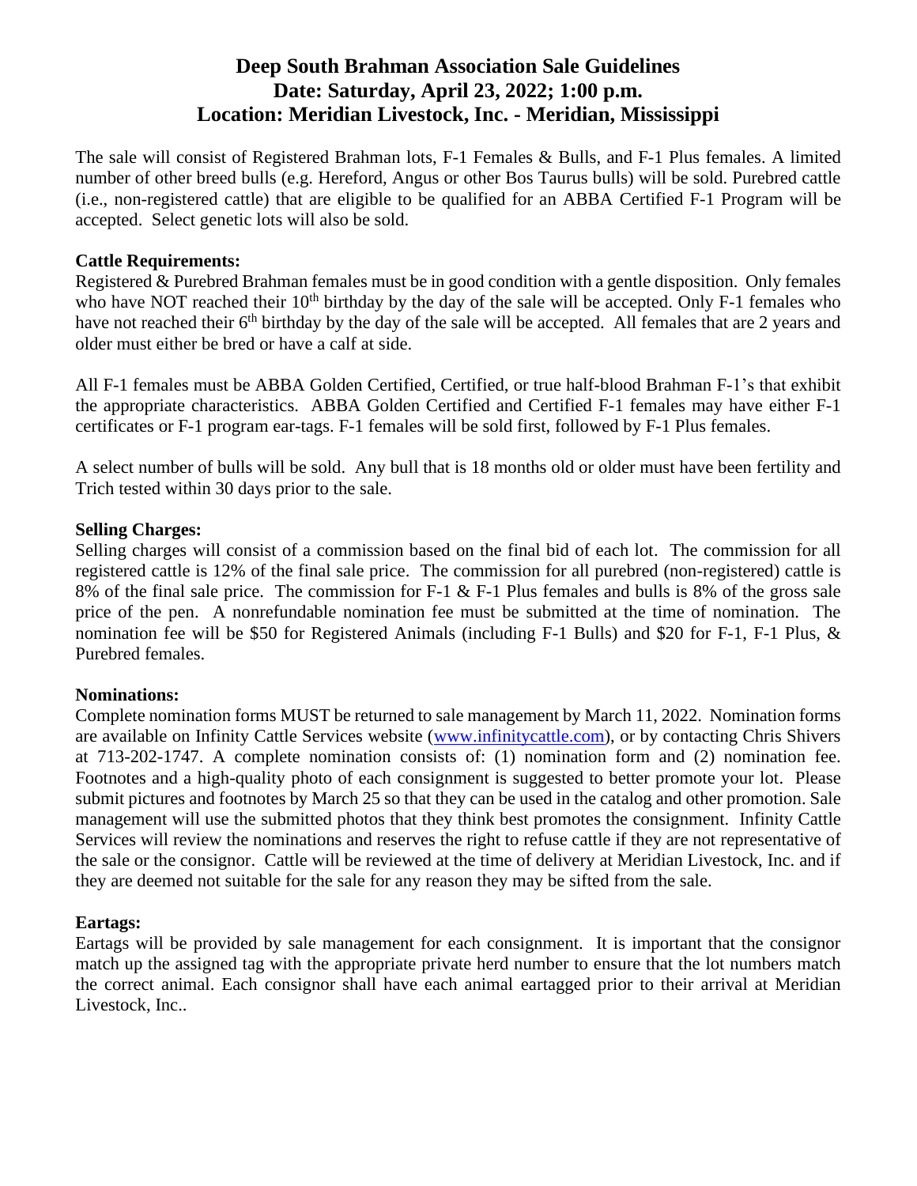# Deep South Brahman Association Sale Guidelines
# Date: Saturday, April 23, 2022; 1:00 p.m.
# Location: Meridian Livestock, Inc. - Meridian, Mississippi

The sale will consist of Registered Brahman lots, F-1 Females & Bulls, and F-1 Plus females. A limited number of other breed bulls (e.g. Hereford, Angus or other Bos Taurus bulls) will be sold. Purebred cattle (i.e., non-registered cattle) that are eligible to be qualified for an ABBA Certified F-1 Program will be accepted. Select genetic lots will also be sold.

**Cattle Requirements:**
Registered & Purebred Brahman females must be in good condition with a gentle disposition. Only females who have NOT reached their 10th birthday by the day of the sale will be accepted. Only F-1 females who have not reached their 6th birthday by the day of the sale will be accepted. All females that are 2 years and older must either be bred or have a calf at side.

All F-1 females must be ABBA Golden Certified, Certified, or true half-blood Brahman F-1's that exhibit the appropriate characteristics. ABBA Golden Certified and Certified F-1 females may have either F-1 certificates or F-1 program ear-tags. F-1 females will be sold first, followed by F-1 Plus females.

A select number of bulls will be sold. Any bull that is 18 months old or older must have been fertility and Trich tested within 30 days prior to the sale.

**Selling Charges:**
Selling charges will consist of a commission based on the final bid of each lot. The commission for all registered cattle is 12% of the final sale price. The commission for all purebred (non-registered) cattle is 8% of the final sale price. The commission for F-1 & F-1 Plus females and bulls is 8% of the gross sale price of the pen. A nonrefundable nomination fee must be submitted at the time of nomination. The nomination fee will be $50 for Registered Animals (including F-1 Bulls) and $20 for F-1, F-1 Plus, & Purebred females.

**Nominations:**
Complete nomination forms MUST be returned to sale management by March 11, 2022. Nomination forms are available on Infinity Cattle Services website (www.infinitycattle.com), or by contacting Chris Shivers at 713-202-1747. A complete nomination consists of: (1) nomination form and (2) nomination fee. Footnotes and a high-quality photo of each consignment is suggested to better promote your lot. Please submit pictures and footnotes by March 25 so that they can be used in the catalog and other promotion. Sale management will use the submitted photos that they think best promotes the consignment. Infinity Cattle Services will review the nominations and reserves the right to refuse cattle if they are not representative of the sale or the consignor. Cattle will be reviewed at the time of delivery at Meridian Livestock, Inc. and if they are deemed not suitable for the sale for any reason they may be sifted from the sale.

**Eartags:**
Eartags will be provided by sale management for each consignment. It is important that the consignor match up the assigned tag with the appropriate private herd number to ensure that the lot numbers match the correct animal. Each consignor shall have each animal eartagged prior to their arrival at Meridian Livestock, Inc..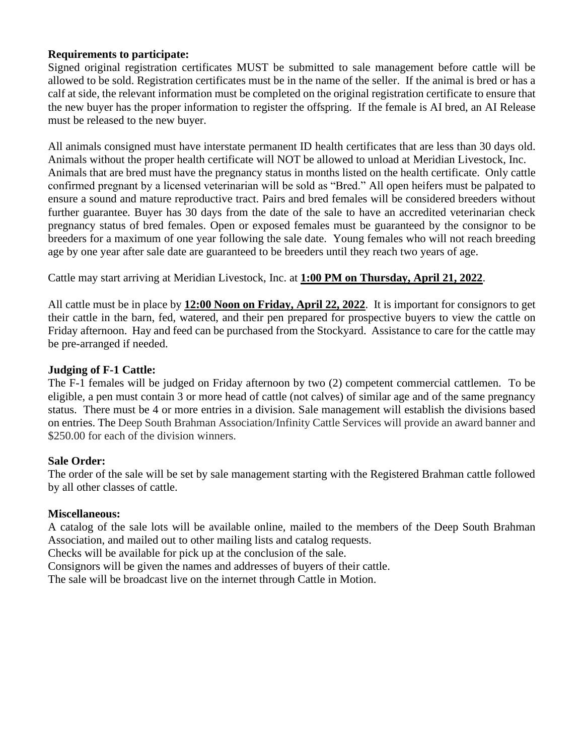**Requirements to participate:**

Signed original registration certificates MUST be submitted to sale management before cattle will be allowed to be sold. Registration certificates must be in the name of the seller. If the animal is bred or has a calf at side, the relevant information must be completed on the original registration certificate to ensure that the new buyer has the proper information to register the offspring. If the female is AI bred, an AI Release must be released to the new buyer.

All animals consigned must have interstate permanent ID health certificates that are less than 30 days old. Animals without the proper health certificate will NOT be allowed to unload at Meridian Livestock, Inc. Animals that are bred must have the pregnancy status in months listed on the health certificate. Only cattle confirmed pregnant by a licensed veterinarian will be sold as "Bred." All open heifers must be palpated to ensure a sound and mature reproductive tract. Pairs and bred females will be considered breeders without further guarantee. Buyer has 30 days from the date of the sale to have an accredited veterinarian check pregnancy status of bred females. Open or exposed females must be guaranteed by the consignor to be breeders for a maximum of one year following the sale date. Young females who will not reach breeding age by one year after sale date are guaranteed to be breeders until they reach two years of age.

Cattle may start arriving at Meridian Livestock, Inc. at **1:00 PM on Thursday, April 21, 2022**.

All cattle must be in place by **12:00 Noon on Friday, April 22, 2022**. It is important for consignors to get their cattle in the barn, fed, watered, and their pen prepared for prospective buyers to view the cattle on Friday afternoon. Hay and feed can be purchased from the Stockyard. Assistance to care for the cattle may be pre-arranged if needed.

**Judging of F-1 Cattle:**

The F-1 females will be judged on Friday afternoon by two (2) competent commercial cattlemen. To be eligible, a pen must contain 3 or more head of cattle (not calves) of similar age and of the same pregnancy status. There must be 4 or more entries in a division. Sale management will establish the divisions based on entries. The Deep South Brahman Association/Infinity Cattle Services will provide an award banner and $250.00 for each of the division winners.

**Sale Order:**

The order of the sale will be set by sale management starting with the Registered Brahman cattle followed by all other classes of cattle.

**Miscellaneous:**

A catalog of the sale lots will be available online, mailed to the members of the Deep South Brahman Association, and mailed out to other mailing lists and catalog requests.

Checks will be available for pick up at the conclusion of the sale.

Consignors will be given the names and addresses of buyers of their cattle.

The sale will be broadcast live on the internet through Cattle in Motion.